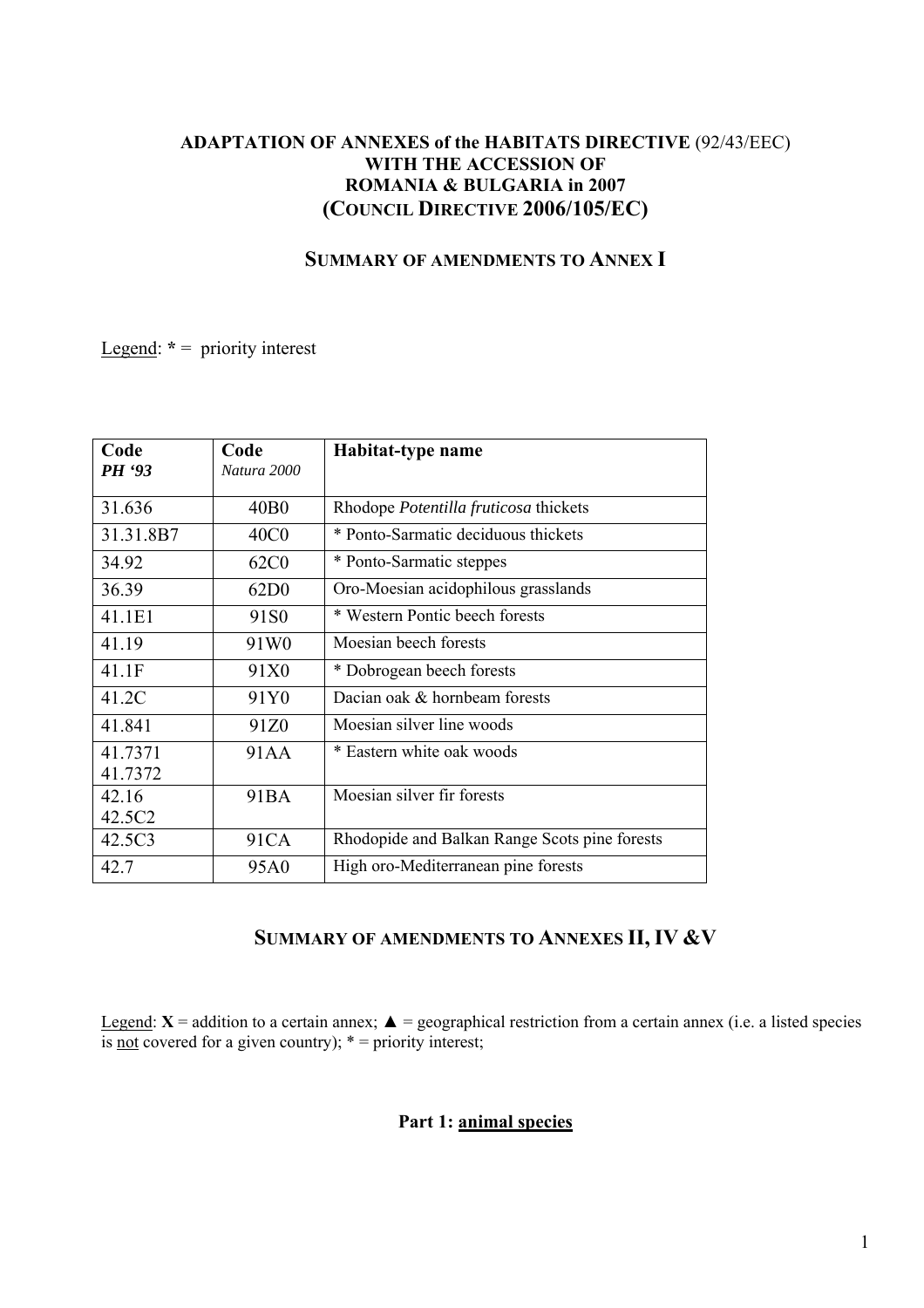**ADAPTATION OF ANNEXES of the HABITATS DIRECTIVE** (92/43/EEC)
**WITH THE ACCESSION OF**
**ROMANIA & BULGARIA in 2007**
**(COUNCIL DIRECTIVE 2006/105/EC)**

## SUMMARY OF AMENDMENTS TO ANNEX I

Legend: * = priority interest

| Code *PH '93* | Code *Natura 2000* | Habitat-type name |
|---|---|---|
| 31.636 | 40B0 | Rhodope *Potentilla fruticosa* thickets |
| 31.31.8B7 | 40C0 | * Ponto-Sarmatic deciduous thickets |
| 34.92 | 62C0 | * Ponto-Sarmatic steppes |
| 36.39 | 62D0 | Oro-Moesian acidophilous grasslands |
| 41.1E1 | 91S0 | * Western Pontic beech forests |
| 41.19 | 91W0 | Moesian beech forests |
| 41.1F | 91X0 | * Dobrogean beech forests |
| 41.2C | 91Y0 | Dacian oak & hornbeam forests |
| 41.841 | 91Z0 | Moesian silver line woods |
| 41.7371 41.7372 | 91AA | * Eastern white oak woods |
| 42.16 42.5C2 | 91BA | Moesian silver fir forests |
| 42.5C3 | 91CA | Rhodopide and Balkan Range Scots pine forests |
| 42.7 | 95A0 | High oro-Mediterranean pine forests |

## SUMMARY OF AMENDMENTS TO ANNEXES II, IV &V

Legend: **X** = addition to a certain annex; ▲ = geographical restriction from a certain annex (i.e. a listed species is not covered for a given country); * = priority interest;

### Part 1: animal species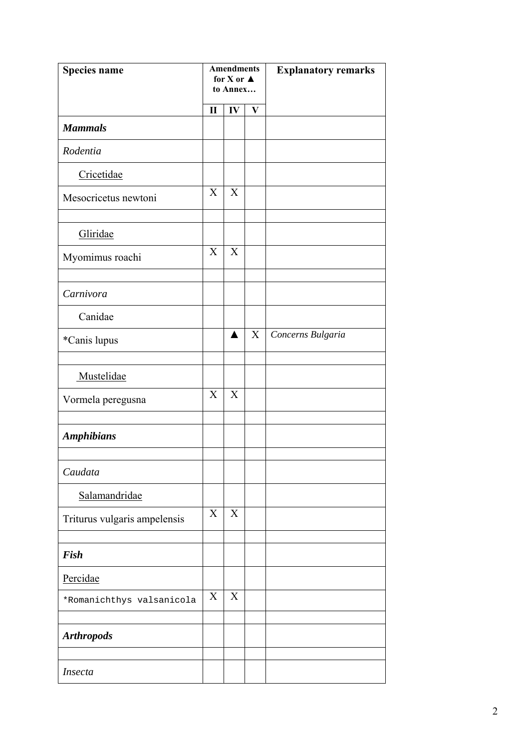| Species name | Amendments for X or ▲ to Annex… | | | Explanatory remarks |
|---|---|---|---|---|
| | II | IV | V | |
| ***Mammals*** | | | | |
| *Rodentia* | | | | |
| Cricetidae | | | | |
| Mesocricetus newtoni | X | X | | |
| | | | | |
| Gliridae | | | | |
| Myomimus roachi | X | X | | |
| | | | | |
| *Carnivora* | | | | |
| Canidae | | | | |
| *Canis lupus | | ▲ | X | *Concerns Bulgaria* |
| | | | | |
| Mustelidae | | | | |
| Vormela peregusna | X | X | | |
| | | | | |
| ***Amphibians*** | | | | |
| | | | | |
| *Caudata* | | | | |
| Salamandridae | | | | |
| Triturus vulgaris ampelensis | X | X | | |
| | | | | |
| ***Fish*** | | | | |
| Percidae | | | | |
| *Romanichthys valsanicola | X | X | | |
| | | | | |
| ***Arthropods*** | | | | |
| | | | | |
| *Insecta* | | | | |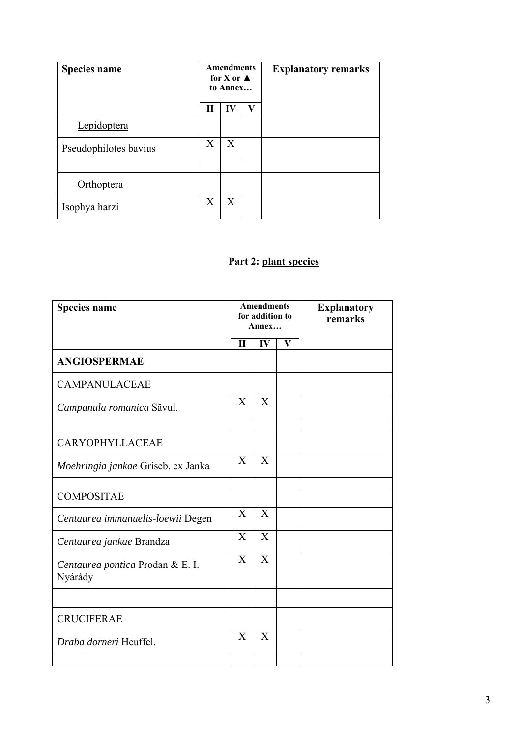| Species name | Amendments for X or ▲ to Annex… | | | Explanatory remarks |
|---|---|---|---|---|
| | II | IV | V | |
| Lepidoptera | | | | |
| Pseudophilotes bavius | X | X | | |
| | | | | |
| Orthoptera | | | | |
| Isophya harzi | X | X | | |

## Part 2: plant species

| Species name | Amendments for addition to Annex… | | | Explanatory remarks |
|---|---|---|---|---|
| | II | IV | V | |
| **ANGIOSPERMAE** | | | | |
| CAMPANULACEAE | | | | |
| *Campanula romanica* Săvul. | X | X | | |
| | | | | |
| CARYOPHYLLACEAE | | | | |
| *Moehringia jankae* Griseb. ex Janka | X | X | | |
| | | | | |
| COMPOSITAE | | | | |
| *Centaurea immanuelis-loewii* Degen | X | X | | |
| *Centaurea jankae* Brandza | X | X | | |
| *Centaurea pontica* Prodan & E. I. Nyárády | X | X | | |
| | | | | |
| CRUCIFERAE | | | | |
| *Draba dorneri* Heuffel. | X | X | | |
| | | | | |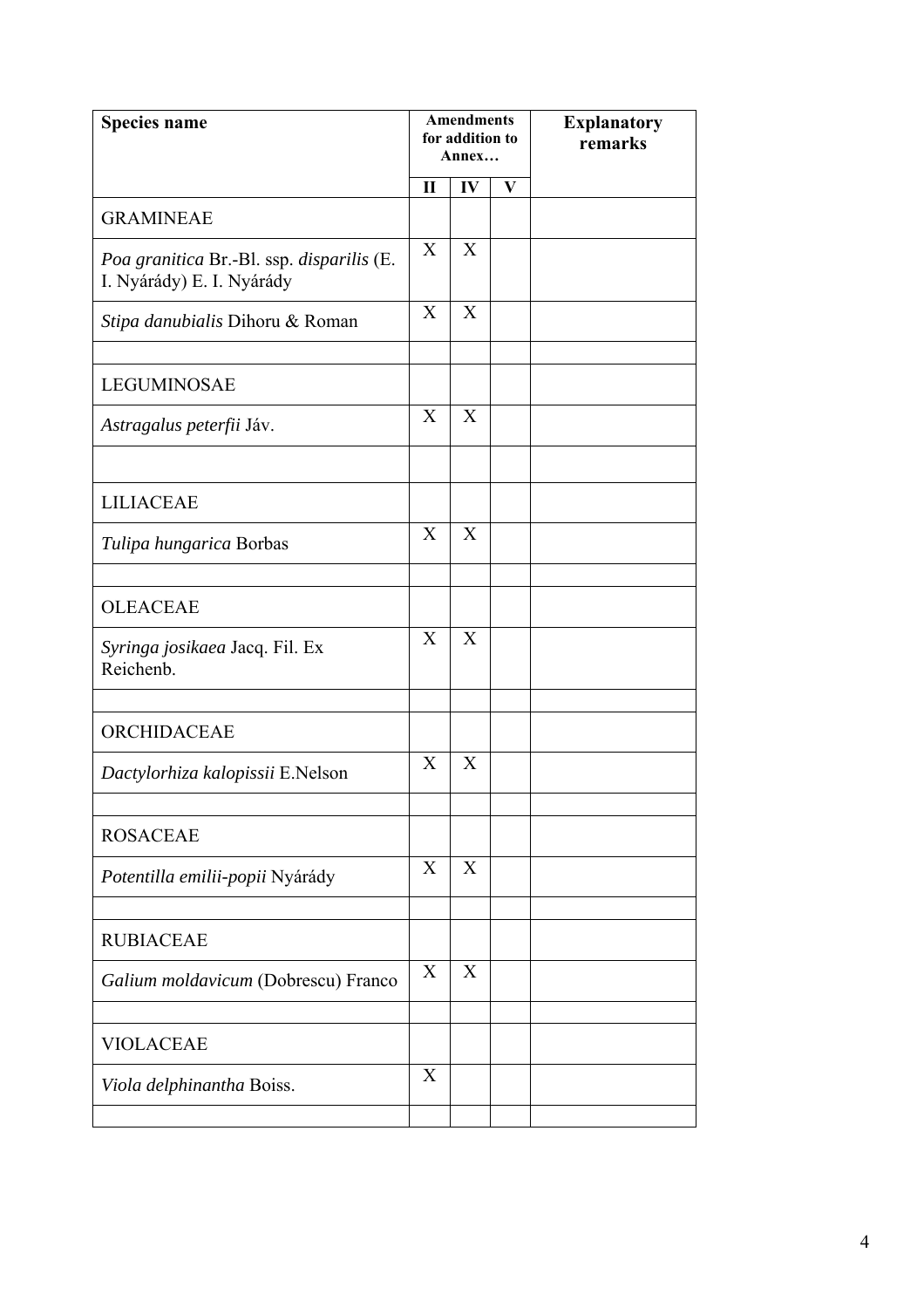| **Species name** | **Amendments for addition to Annex…** | | | **Explanatory remarks** |
|---|---|---|---|---|
| | **II** | **IV** | **V** | |
| GRAMINEAE | | | | |
| *Poa granitica* Br.-Bl. ssp. *disparilis* (E. I. Nyárády) E. I. Nyárády | X | X | | |
| *Stipa danubialis* Dihoru & Roman | X | X | | |
| | | | | |
| LEGUMINOSAE | | | | |
| *Astragalus peterfii* Jáv. | X | X | | |
| | | | | |
| LILIACEAE | | | | |
| *Tulipa hungarica* Borbas | X | X | | |
| | | | | |
| OLEACEAE | | | | |
| *Syringa josikaea* Jacq. Fil. Ex Reichenb. | X | X | | |
| | | | | |
| ORCHIDACEAE | | | | |
| *Dactylorhiza kalopissii* E.Nelson | X | X | | |
| | | | | |
| ROSACEAE | | | | |
| *Potentilla emilii-popii* Nyárády | X | X | | |
| | | | | |
| RUBIACEAE | | | | |
| *Galium moldavicum* (Dobrescu) Franco | X | X | | |
| | | | | |
| VIOLACEAE | | | | |
| *Viola delphinantha* Boiss. | X | | | |
| | | | | |